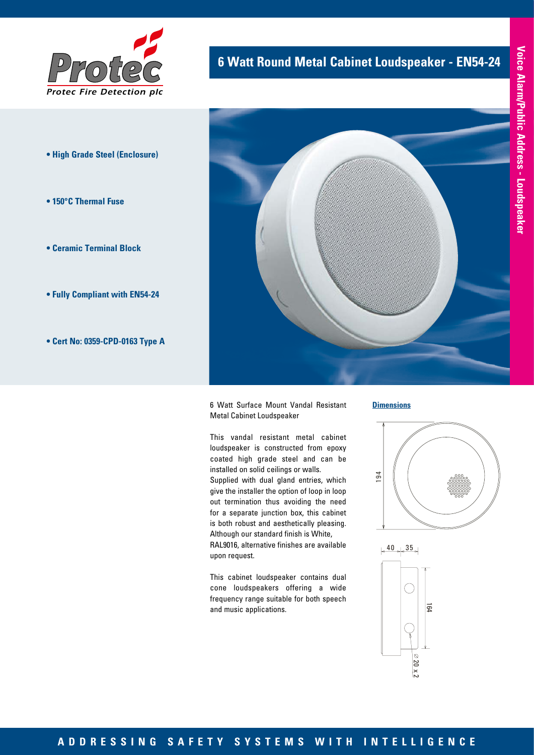Protec

Protec Fire Detection plc

# 6 Watt Round Metal Cabinet Loudspeaker - EN54-24

Voice Alarm/Public Address - Loudspeaker

- **High Grade Steel (Enclosure)**
- **150°C Thermal Fuse**
- **Ceramic Terminal Block**
- **Fully Compliant with EN54-24**
- **Cert No: 0359-CPD-0163 Type A**

6 Watt Surface Mount Vandal Resistant Metal Cabinet Loudspeaker

This vandal resistant metal cabinet loudspeaker is constructed from epoxy coated high grade steel and can be installed on solid ceilings or walls.
Supplied with dual gland entries, which give the installer the option of loop in loop out termination thus avoiding the need for a separate junction box, this cabinet is both robust and aesthetically pleasing. Although our standard finish is White, RAL9016, alternative finishes are available upon request.

This cabinet loudspeaker contains dual cone loudspeakers offering a wide frequency range suitable for both speech and music applications.

**Dimensions**

194

40 35

164

⌀ 20 x 2

ADDRESSING SAFETY SYSTEMS WITH INTELLIGENCE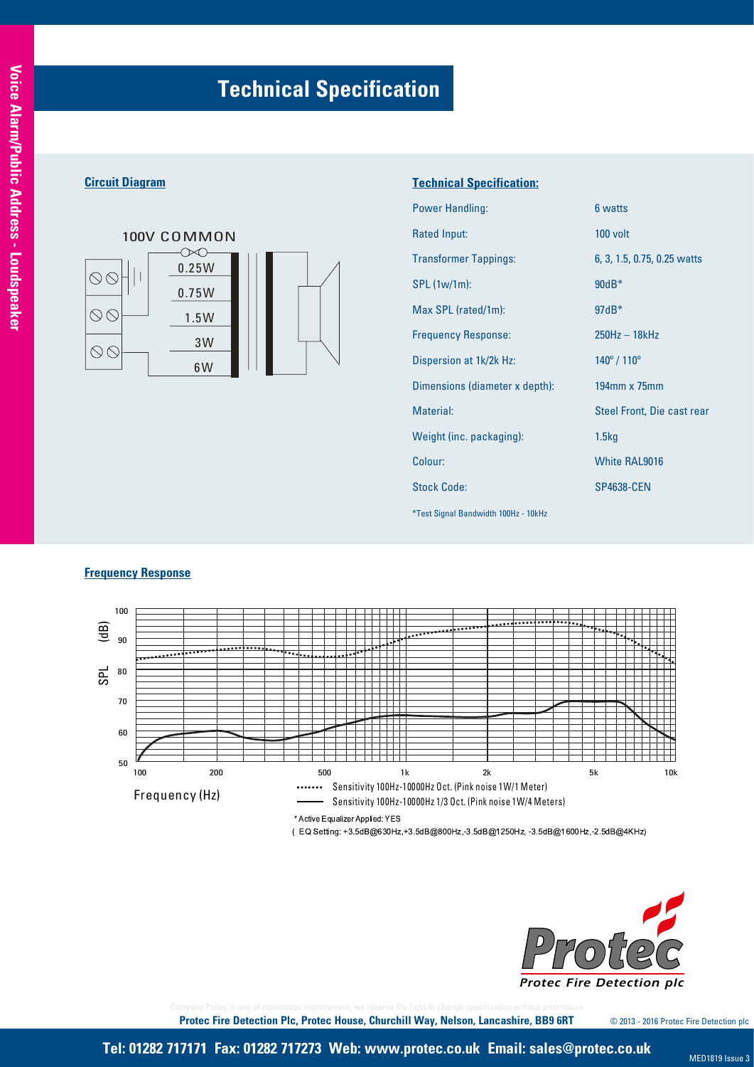# Technical Specification

## Circuit Diagram

100V COMMON

0.25W

0.75W

1.5W

3W

6W

## Technical Specification:

| | |
|---|---|
| Power Handling: | 6 watts |
| Rated Input: | 100 volt |
| Transformer Tappings: | 6, 3, 1.5, 0.75, 0.25 watts |
| SPL (1w/1m): | 90dB* |
| Max SPL (rated/1m): | 97dB* |
| Frequency Response: | 250Hz – 18kHz |
| Dispersion at 1k/2k Hz: | 140º / 110º |
| Dimensions (diameter x depth): | 194mm x 75mm |
| Material: | Steel Front, Die cast rear |
| Weight (inc. packaging): | 1.5kg |
| Colour: | White RAL9016 |
| Stock Code: | SP4638-CEN |

*Test Signal Bandwidth 100Hz - 10kHz

## Frequency Response

SPL (dB)

100
90
80
70
60
50

100 200 500 1k 2k 5k 10k

Frequency (Hz)

······· Sensitivity 100Hz-10000Hz Oct. (Pink noise 1W/1 Meter)

—— Sensitivity 100Hz-10000Hz 1/3 Oct. (Pink noise 1W/4 Meters)

* Active Equalizer Applied: YES

( EQ Setting: +3.5dB@630Hz,+3.5dB@800Hz,-3.5dB@1250Hz, -3.5dB@1600Hz,-2.5dB@4KHz)

Protec Fire Detection plc

Company Policy is one of continuous improvement, we reserve the right to change specification without prior notice

**Protec Fire Detection Plc, Protec House, Churchill Way, Nelson, Lancashire, BB9 6RT**

© 2013 - 2016 Protec Fire Detection plc

**Tel: 01282 717171 Fax: 01282 717273 Web: www.protec.co.uk Email: sales@protec.co.uk**

MED1819 Issue 3